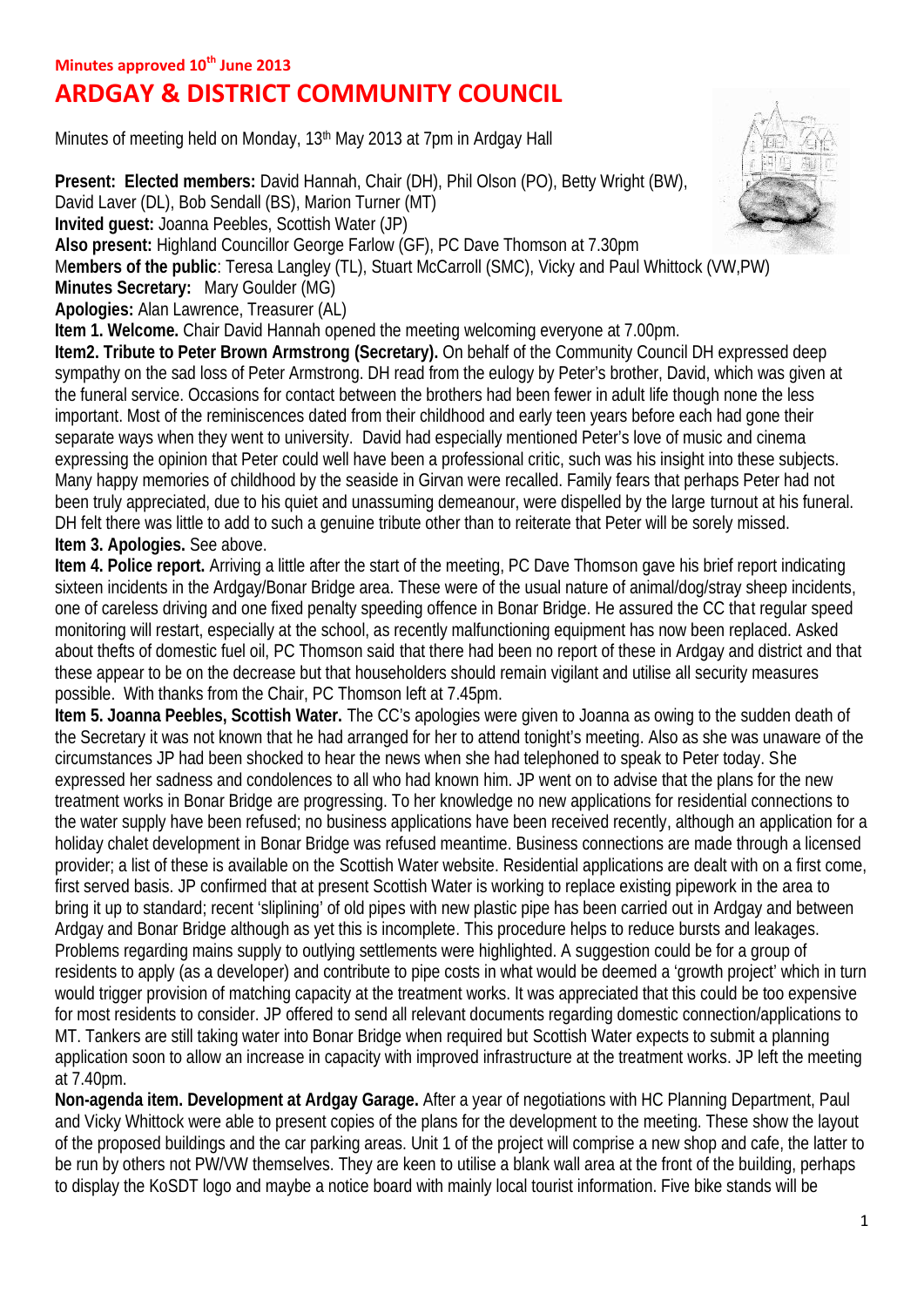**Minutes approved 10th June 2013**

# ARDGAY & DISTRICT COMMUNITY COUNCIL

Minutes of meeting held on Monday, 13th May 2013 at 7pm in Ardgay Hall

**Present: Elected members:** David Hannah, Chair (DH), Phil Olson (PO), Betty Wright (BW), David Laver (DL), Bob Sendall (BS), Marion Turner (MT)
**Invited guest:** Joanna Peebles, Scottish Water (JP)
**Also present:** Highland Councillor George Farlow (GF), PC Dave Thomson at 7.30pm
M**embers of the public**: Teresa Langley (TL), Stuart McCarroll (SMC), Vicky and Paul Whittock (VW,PW)
**Minutes Secretary:** Mary Goulder (MG)
**Apologies:** Alan Lawrence, Treasurer (AL)

**Item 1. Welcome.** Chair David Hannah opened the meeting welcoming everyone at 7.00pm.

**Item2. Tribute to Peter Brown Armstrong (Secretary).** On behalf of the Community Council DH expressed deep sympathy on the sad loss of Peter Armstrong. DH read from the eulogy by Peter's brother, David, which was given at the funeral service. Occasions for contact between the brothers had been fewer in adult life though none the less important. Most of the reminiscences dated from their childhood and early teen years before each had gone their separate ways when they went to university. David had especially mentioned Peter's love of music and cinema expressing the opinion that Peter could well have been a professional critic, such was his insight into these subjects. Many happy memories of childhood by the seaside in Girvan were recalled. Family fears that perhaps Peter had not been truly appreciated, due to his quiet and unassuming demeanour, were dispelled by the large turnout at his funeral. DH felt there was little to add to such a genuine tribute other than to reiterate that Peter will be sorely missed.

**Item 3. Apologies.** See above.

**Item 4. Police report.** Arriving a little after the start of the meeting, PC Dave Thomson gave his brief report indicating sixteen incidents in the Ardgay/Bonar Bridge area. These were of the usual nature of animal/dog/stray sheep incidents, one of careless driving and one fixed penalty speeding offence in Bonar Bridge. He assured the CC that regular speed monitoring will restart, especially at the school, as recently malfunctioning equipment has now been replaced. Asked about thefts of domestic fuel oil, PC Thomson said that there had been no report of these in Ardgay and district and that these appear to be on the decrease but that householders should remain vigilant and utilise all security measures possible. With thanks from the Chair, PC Thomson left at 7.45pm.

**Item 5. Joanna Peebles, Scottish Water.** The CC's apologies were given to Joanna as owing to the sudden death of the Secretary it was not known that he had arranged for her to attend tonight's meeting. Also as she was unaware of the circumstances JP had been shocked to hear the news when she had telephoned to speak to Peter today. She expressed her sadness and condolences to all who had known him. JP went on to advise that the plans for the new treatment works in Bonar Bridge are progressing. To her knowledge no new applications for residential connections to the water supply have been refused; no business applications have been received recently, although an application for a holiday chalet development in Bonar Bridge was refused meantime. Business connections are made through a licensed provider; a list of these is available on the Scottish Water website. Residential applications are dealt with on a first come, first served basis. JP confirmed that at present Scottish Water is working to replace existing pipework in the area to bring it up to standard; recent 'sliplining' of old pipes with new plastic pipe has been carried out in Ardgay and between Ardgay and Bonar Bridge although as yet this is incomplete. This procedure helps to reduce bursts and leakages. Problems regarding mains supply to outlying settlements were highlighted. A suggestion could be for a group of residents to apply (as a developer) and contribute to pipe costs in what would be deemed a 'growth project' which in turn would trigger provision of matching capacity at the treatment works. It was appreciated that this could be too expensive for most residents to consider. JP offered to send all relevant documents regarding domestic connection/applications to MT. Tankers are still taking water into Bonar Bridge when required but Scottish Water expects to submit a planning application soon to allow an increase in capacity with improved infrastructure at the treatment works. JP left the meeting at 7.40pm.

**Non-agenda item. Development at Ardgay Garage.** After a year of negotiations with HC Planning Department, Paul and Vicky Whittock were able to present copies of the plans for the development to the meeting. These show the layout of the proposed buildings and the car parking areas. Unit 1 of the project will comprise a new shop and cafe, the latter to be run by others not PW/VW themselves. They are keen to utilise a blank wall area at the front of the building, perhaps to display the KoSDT logo and maybe a notice board with mainly local tourist information. Five bike stands will be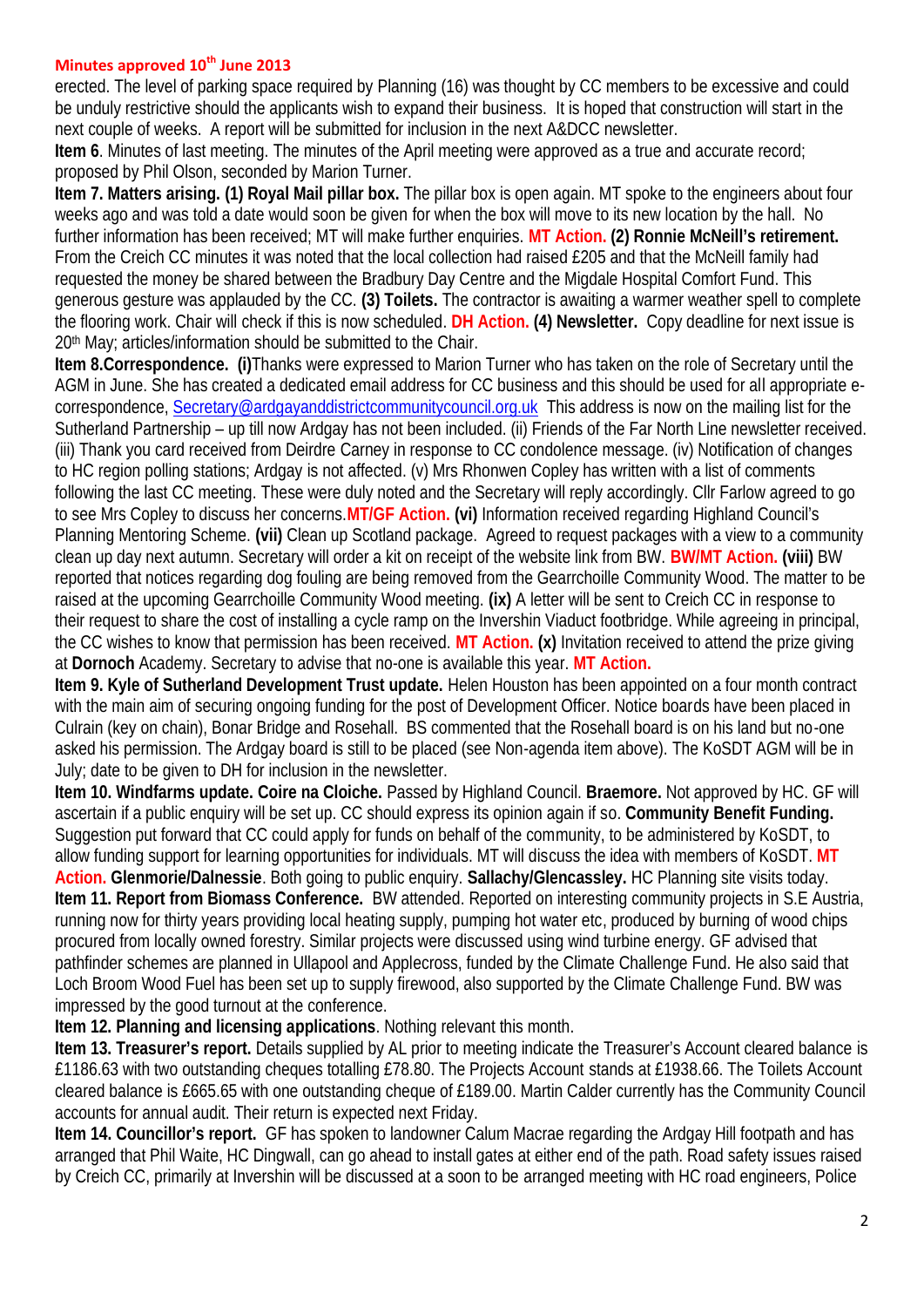**Minutes approved 10th June 2013**

erected. The level of parking space required by Planning (16) was thought by CC members to be excessive and could be unduly restrictive should the applicants wish to expand their business. It is hoped that construction will start in the next couple of weeks. A report will be submitted for inclusion in the next A&DCC newsletter.

**Item 6**. Minutes of last meeting. The minutes of the April meeting were approved as a true and accurate record; proposed by Phil Olson, seconded by Marion Turner.

**Item 7. Matters arising. (1) Royal Mail pillar box.** The pillar box is open again. MT spoke to the engineers about four weeks ago and was told a date would soon be given for when the box will move to its new location by the hall. No further information has been received; MT will make further enquiries. **MT Action. (2) Ronnie McNeill's retirement.** From the Creich CC minutes it was noted that the local collection had raised £205 and that the McNeill family had requested the money be shared between the Bradbury Day Centre and the Migdale Hospital Comfort Fund. This generous gesture was applauded by the CC. **(3) Toilets.** The contractor is awaiting a warmer weather spell to complete the flooring work. Chair will check if this is now scheduled. **DH Action. (4) Newsletter.** Copy deadline for next issue is 20th May; articles/information should be submitted to the Chair.

**Item 8.Correspondence. (i)**Thanks were expressed to Marion Turner who has taken on the role of Secretary until the AGM in June. She has created a dedicated email address for CC business and this should be used for all appropriate e-correspondence, Secretary@ardgayanddistrictcommunitycouncil.org.uk This address is now on the mailing list for the Sutherland Partnership – up till now Ardgay has not been included. (ii) Friends of the Far North Line newsletter received. (iii) Thank you card received from Deirdre Carney in response to CC condolence message. (iv) Notification of changes to HC region polling stations; Ardgay is not affected. (v) Mrs Rhonwen Copley has written with a list of comments following the last CC meeting. These were duly noted and the Secretary will reply accordingly. Cllr Farlow agreed to go to see Mrs Copley to discuss her concerns.**MT/GF Action. (vi)** Information received regarding Highland Council's Planning Mentoring Scheme. **(vii)** Clean up Scotland package. Agreed to request packages with a view to a community clean up day next autumn. Secretary will order a kit on receipt of the website link from BW. **BW/MT Action. (viii)** BW reported that notices regarding dog fouling are being removed from the Gearrchoille Community Wood. The matter to be raised at the upcoming Gearrchoille Community Wood meeting. **(ix)** A letter will be sent to Creich CC in response to their request to share the cost of installing a cycle ramp on the Invershin Viaduct footbridge. While agreeing in principal, the CC wishes to know that permission has been received. **MT Action. (x)** Invitation received to attend the prize giving at **Dornoch** Academy. Secretary to advise that no-one is available this year. **MT Action.**

**Item 9. Kyle of Sutherland Development Trust update.** Helen Houston has been appointed on a four month contract with the main aim of securing ongoing funding for the post of Development Officer. Notice boards have been placed in Culrain (key on chain), Bonar Bridge and Rosehall. BS commented that the Rosehall board is on his land but no-one asked his permission. The Ardgay board is still to be placed (see Non-agenda item above). The KoSDT AGM will be in July; date to be given to DH for inclusion in the newsletter.

**Item 10. Windfarms update. Coire na Cloiche.** Passed by Highland Council. **Braemore.** Not approved by HC. GF will ascertain if a public enquiry will be set up. CC should express its opinion again if so. **Community Benefit Funding.** Suggestion put forward that CC could apply for funds on behalf of the community, to be administered by KoSDT, to allow funding support for learning opportunities for individuals. MT will discuss the idea with members of KoSDT. **MT Action. Glenmorie/Dalnessie**. Both going to public enquiry. **Sallachy/Glencassley.** HC Planning site visits today.

**Item 11. Report from Biomass Conference.** BW attended. Reported on interesting community projects in S.E Austria, running now for thirty years providing local heating supply, pumping hot water etc, produced by burning of wood chips procured from locally owned forestry. Similar projects were discussed using wind turbine energy. GF advised that pathfinder schemes are planned in Ullapool and Applecross, funded by the Climate Challenge Fund. He also said that Loch Broom Wood Fuel has been set up to supply firewood, also supported by the Climate Challenge Fund. BW was impressed by the good turnout at the conference.

**Item 12. Planning and licensing applications**. Nothing relevant this month.

**Item 13. Treasurer's report.** Details supplied by AL prior to meeting indicate the Treasurer's Account cleared balance is £1186.63 with two outstanding cheques totalling £78.80. The Projects Account stands at £1938.66. The Toilets Account cleared balance is £665.65 with one outstanding cheque of £189.00. Martin Calder currently has the Community Council accounts for annual audit. Their return is expected next Friday.

**Item 14. Councillor's report.** GF has spoken to landowner Calum Macrae regarding the Ardgay Hill footpath and has arranged that Phil Waite, HC Dingwall, can go ahead to install gates at either end of the path. Road safety issues raised by Creich CC, primarily at Invershin will be discussed at a soon to be arranged meeting with HC road engineers, Police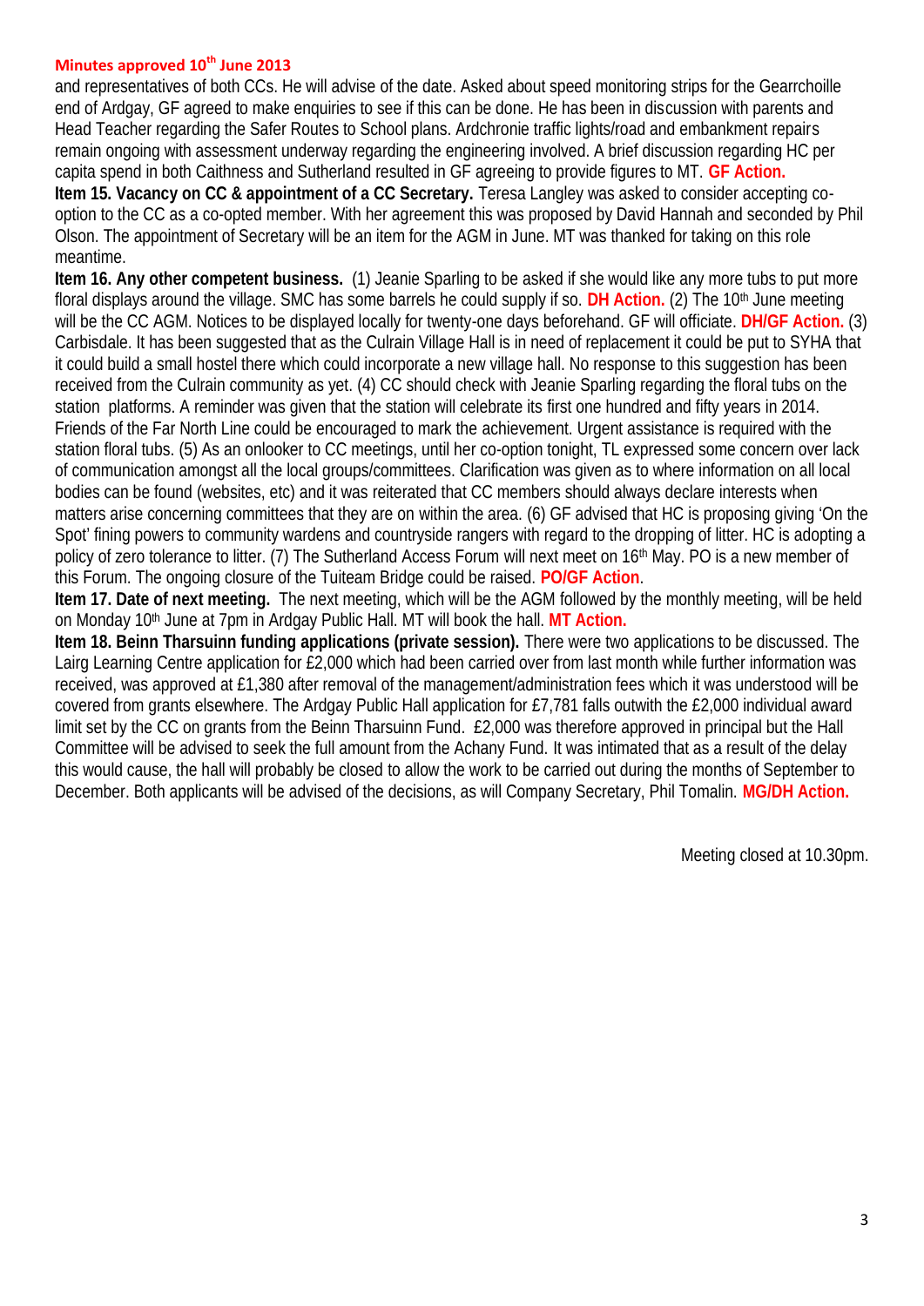**Minutes approved 10th June 2013**

and representatives of both CCs. He will advise of the date. Asked about speed monitoring strips for the Gearrchoille end of Ardgay, GF agreed to make enquiries to see if this can be done. He has been in discussion with parents and Head Teacher regarding the Safer Routes to School plans. Ardchronie traffic lights/road and embankment repairs remain ongoing with assessment underway regarding the engineering involved. A brief discussion regarding HC per capita spend in both Caithness and Sutherland resulted in GF agreeing to provide figures to MT. **GF Action.**

**Item 15. Vacancy on CC & appointment of a CC Secretary.** Teresa Langley was asked to consider accepting co-option to the CC as a co-opted member. With her agreement this was proposed by David Hannah and seconded by Phil Olson. The appointment of Secretary will be an item for the AGM in June. MT was thanked for taking on this role meantime.

**Item 16. Any other competent business.** (1) Jeanie Sparling to be asked if she would like any more tubs to put more floral displays around the village. SMC has some barrels he could supply if so. **DH Action.** (2) The 10th June meeting will be the CC AGM. Notices to be displayed locally for twenty-one days beforehand. GF will officiate. **DH/GF Action.** (3) Carbisdale. It has been suggested that as the Culrain Village Hall is in need of replacement it could be put to SYHA that it could build a small hostel there which could incorporate a new village hall. No response to this suggestion has been received from the Culrain community as yet. (4) CC should check with Jeanie Sparling regarding the floral tubs on the station platforms. A reminder was given that the station will celebrate its first one hundred and fifty years in 2014. Friends of the Far North Line could be encouraged to mark the achievement. Urgent assistance is required with the station floral tubs. (5) As an onlooker to CC meetings, until her co-option tonight, TL expressed some concern over lack of communication amongst all the local groups/committees. Clarification was given as to where information on all local bodies can be found (websites, etc) and it was reiterated that CC members should always declare interests when matters arise concerning committees that they are on within the area. (6) GF advised that HC is proposing giving 'On the Spot' fining powers to community wardens and countryside rangers with regard to the dropping of litter. HC is adopting a policy of zero tolerance to litter. (7) The Sutherland Access Forum will next meet on 16th May. PO is a new member of this Forum. The ongoing closure of the Tuiteam Bridge could be raised. **PO/GF Action**.

**Item 17. Date of next meeting.** The next meeting, which will be the AGM followed by the monthly meeting, will be held on Monday 10th June at 7pm in Ardgay Public Hall. MT will book the hall. **MT Action.**

**Item 18. Beinn Tharsuinn funding applications (private session).** There were two applications to be discussed. The Lairg Learning Centre application for £2,000 which had been carried over from last month while further information was received, was approved at £1,380 after removal of the management/administration fees which it was understood will be covered from grants elsewhere. The Ardgay Public Hall application for £7,781 falls outwith the £2,000 individual award limit set by the CC on grants from the Beinn Tharsuinn Fund. £2,000 was therefore approved in principal but the Hall Committee will be advised to seek the full amount from the Achany Fund. It was intimated that as a result of the delay this would cause, the hall will probably be closed to allow the work to be carried out during the months of September to December. Both applicants will be advised of the decisions, as will Company Secretary, Phil Tomalin. **MG/DH Action.**

Meeting closed at 10.30pm.